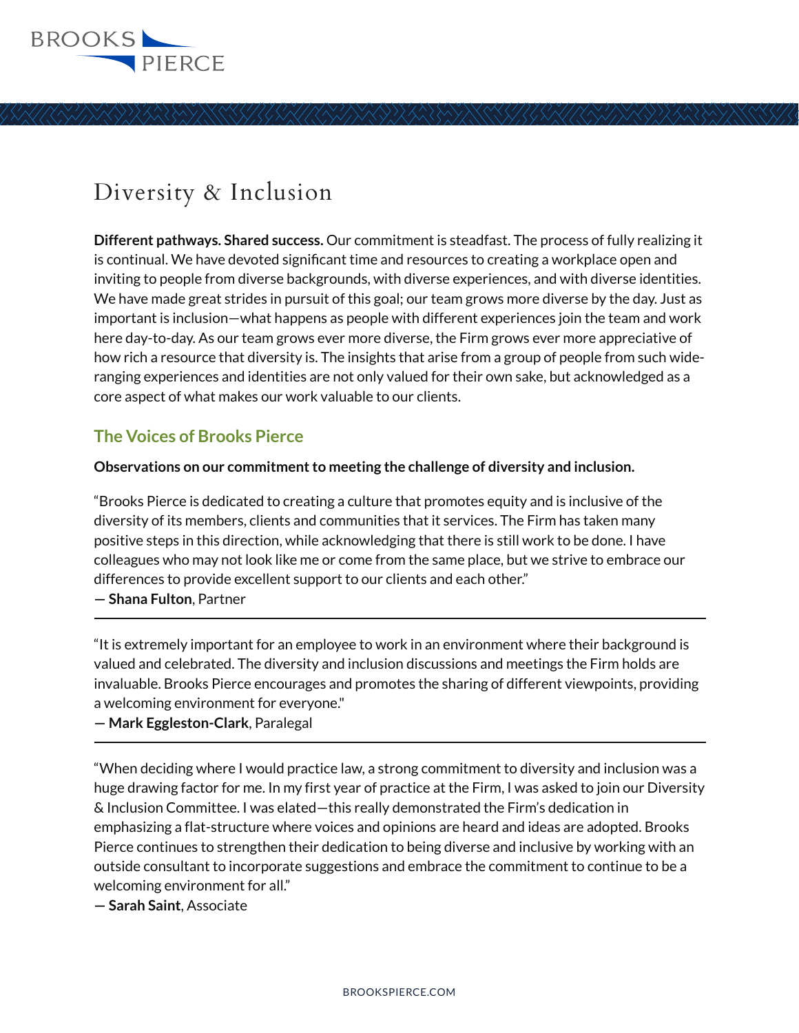# Diversity & Inclusion

**Different pathways. Shared success.** Our commitment is steadfast. The process of fully realizing it is continual. We have devoted significant time and resources to creating a workplace open and inviting to people from diverse backgrounds, with diverse experiences, and with diverse identities. We have made great strides in pursuit of this goal; our team grows more diverse by the day. Just as important is inclusion—what happens as people with different experiences join the team and work here day-to-day. As our team grows ever more diverse, the Firm grows ever more appreciative of how rich a resource that diversity is. The insights that arise from a group of people from such wide-ranging experiences and identities are not only valued for their own sake, but acknowledged as a core aspect of what makes our work valuable to our clients.

## The Voices of Brooks Pierce

**Observations on our commitment to meeting the challenge of diversity and inclusion.**

"Brooks Pierce is dedicated to creating a culture that promotes equity and is inclusive of the diversity of its members, clients and communities that it services. The Firm has taken many positive steps in this direction, while acknowledging that there is still work to be done. I have colleagues who may not look like me or come from the same place, but we strive to embrace our differences to provide excellent support to our clients and each other."
— **Shana Fulton**, Partner

---

"It is extremely important for an employee to work in an environment where their background is valued and celebrated. The diversity and inclusion discussions and meetings the Firm holds are invaluable. Brooks Pierce encourages and promotes the sharing of different viewpoints, providing a welcoming environment for everyone."
— **Mark Eggleston-Clark**, Paralegal

---

"When deciding where I would practice law, a strong commitment to diversity and inclusion was a huge drawing factor for me. In my first year of practice at the Firm, I was asked to join our Diversity & Inclusion Committee. I was elated—this really demonstrated the Firm's dedication in emphasizing a flat-structure where voices and opinions are heard and ideas are adopted. Brooks Pierce continues to strengthen their dedication to being diverse and inclusive by working with an outside consultant to incorporate suggestions and embrace the commitment to continue to be a welcoming environment for all."
— **Sarah Saint**, Associate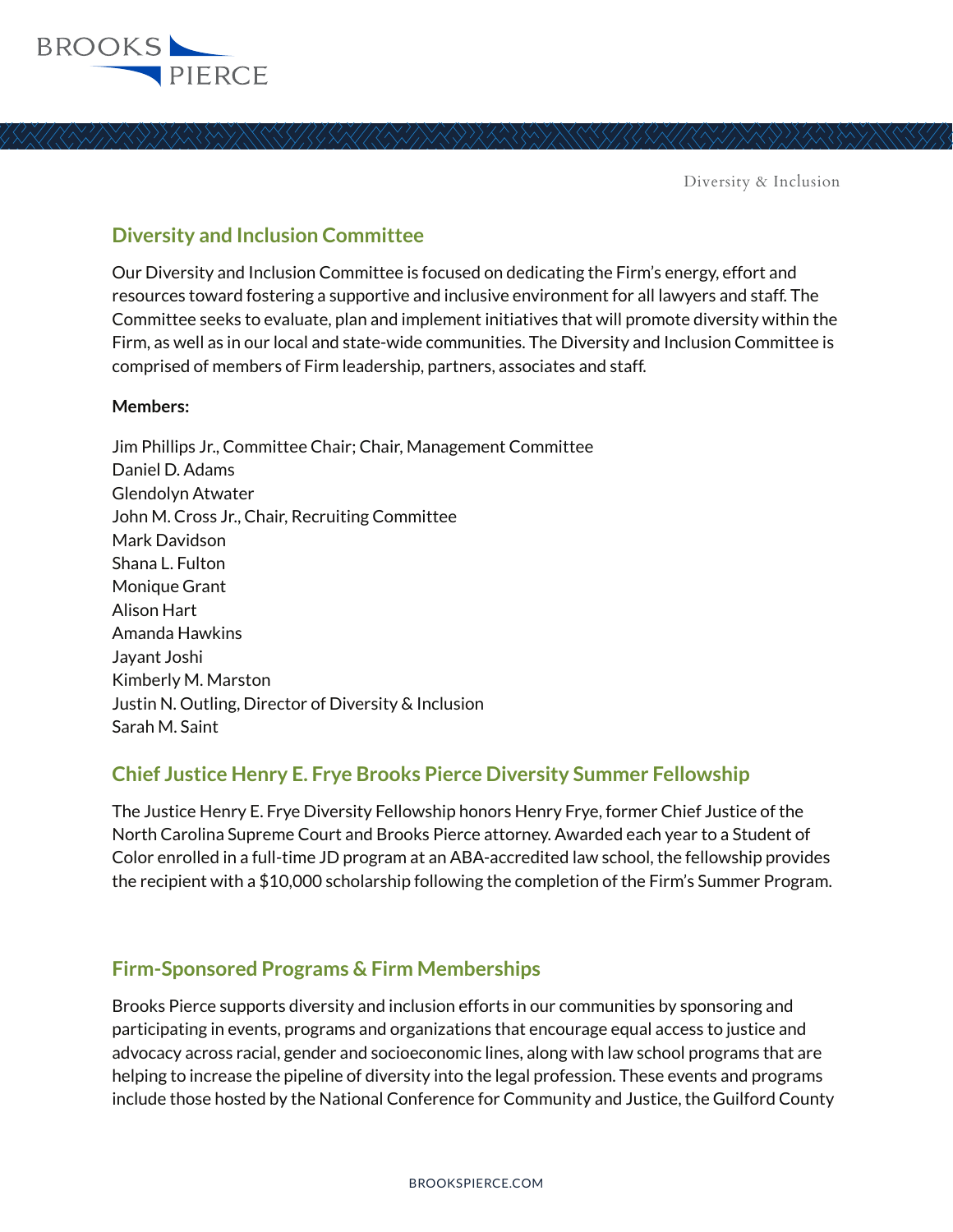## Diversity and Inclusion Committee

Our Diversity and Inclusion Committee is focused on dedicating the Firm's energy, effort and resources toward fostering a supportive and inclusive environment for all lawyers and staff. The Committee seeks to evaluate, plan and implement initiatives that will promote diversity within the Firm, as well as in our local and state-wide communities. The Diversity and Inclusion Committee is comprised of members of Firm leadership, partners, associates and staff.

**Members:**

Jim Phillips Jr., Committee Chair; Chair, Management Committee
Daniel D. Adams
Glendolyn Atwater
John M. Cross Jr., Chair, Recruiting Committee
Mark Davidson
Shana L. Fulton
Monique Grant
Alison Hart
Amanda Hawkins
Jayant Joshi
Kimberly M. Marston
Justin N. Outling, Director of Diversity & Inclusion
Sarah M. Saint

## Chief Justice Henry E. Frye Brooks Pierce Diversity Summer Fellowship

The Justice Henry E. Frye Diversity Fellowship honors Henry Frye, former Chief Justice of the North Carolina Supreme Court and Brooks Pierce attorney. Awarded each year to a Student of Color enrolled in a full-time JD program at an ABA-accredited law school, the fellowship provides the recipient with a $10,000 scholarship following the completion of the Firm's Summer Program.

## Firm-Sponsored Programs & Firm Memberships

Brooks Pierce supports diversity and inclusion efforts in our communities by sponsoring and participating in events, programs and organizations that encourage equal access to justice and advocacy across racial, gender and socioeconomic lines, along with law school programs that are helping to increase the pipeline of diversity into the legal profession. These events and programs include those hosted by the National Conference for Community and Justice, the Guilford County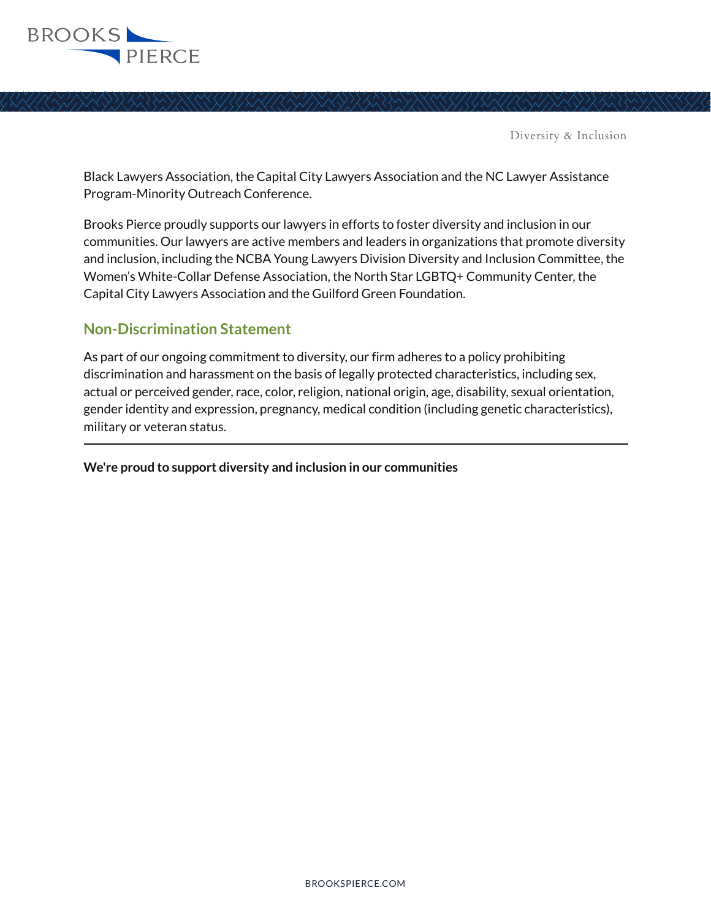Black Lawyers Association, the Capital City Lawyers Association and the NC Lawyer Assistance Program-Minority Outreach Conference.

Brooks Pierce proudly supports our lawyers in efforts to foster diversity and inclusion in our communities. Our lawyers are active members and leaders in organizations that promote diversity and inclusion, including the NCBA Young Lawyers Division Diversity and Inclusion Committee, the Women's White-Collar Defense Association, the North Star LGBTQ+ Community Center, the Capital City Lawyers Association and the Guilford Green Foundation.

## Non-Discrimination Statement

As part of our ongoing commitment to diversity, our firm adheres to a policy prohibiting discrimination and harassment on the basis of legally protected characteristics, including sex, actual or perceived gender, race, color, religion, national origin, age, disability, sexual orientation, gender identity and expression, pregnancy, medical condition (including genetic characteristics), military or veteran status.

---

**We're proud to support diversity and inclusion in our communities**